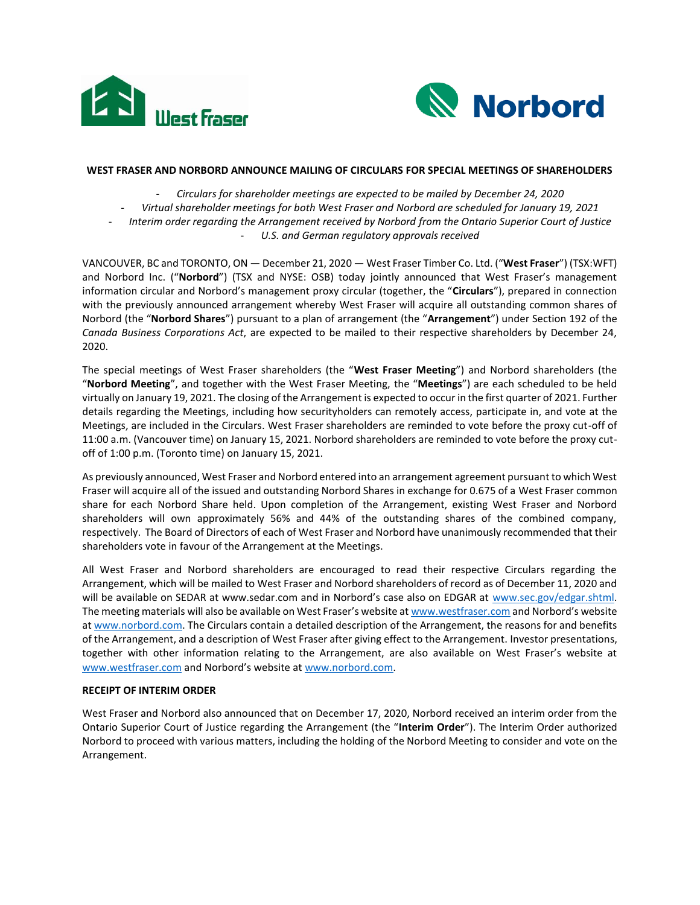# WEST FRASER AND NORBORD ANNOUNCE MAILING OF CIRCULARS FOR SPECIAL MEETINGS OF SHAREHOLDERS

- *Circulars for shareholder meetings are expected to be mailed by December 24, 2020*
- *Virtual shareholder meetings for both West Fraser and Norbord are scheduled for January 19, 2021*
- *Interim order regarding the Arrangement received by Norbord from the Ontario Superior Court of Justice*
- *U.S. and German regulatory approvals received*

VANCOUVER, BC and TORONTO, ON — December 21, 2020 — West Fraser Timber Co. Ltd. ("**West Fraser**") (TSX:WFT) and Norbord Inc. ("**Norbord**") (TSX and NYSE: OSB) today jointly announced that West Fraser's management information circular and Norbord's management proxy circular (together, the "**Circulars**"), prepared in connection with the previously announced arrangement whereby West Fraser will acquire all outstanding common shares of Norbord (the "**Norbord Shares**") pursuant to a plan of arrangement (the "**Arrangement**") under Section 192 of the *Canada Business Corporations Act*, are expected to be mailed to their respective shareholders by December 24, 2020.

The special meetings of West Fraser shareholders (the "**West Fraser Meeting**") and Norbord shareholders (the "**Norbord Meeting**", and together with the West Fraser Meeting, the "**Meetings**") are each scheduled to be held virtually on January 19, 2021. The closing of the Arrangement is expected to occur in the first quarter of 2021. Further details regarding the Meetings, including how securityholders can remotely access, participate in, and vote at the Meetings, are included in the Circulars. West Fraser shareholders are reminded to vote before the proxy cut-off of 11:00 a.m. (Vancouver time) on January 15, 2021. Norbord shareholders are reminded to vote before the proxy cut-off of 1:00 p.m. (Toronto time) on January 15, 2021.

As previously announced, West Fraser and Norbord entered into an arrangement agreement pursuant to which West Fraser will acquire all of the issued and outstanding Norbord Shares in exchange for 0.675 of a West Fraser common share for each Norbord Share held. Upon completion of the Arrangement, existing West Fraser and Norbord shareholders will own approximately 56% and 44% of the outstanding shares of the combined company, respectively. The Board of Directors of each of West Fraser and Norbord have unanimously recommended that their shareholders vote in favour of the Arrangement at the Meetings.

All West Fraser and Norbord shareholders are encouraged to read their respective Circulars regarding the Arrangement, which will be mailed to West Fraser and Norbord shareholders of record as of December 11, 2020 and will be available on SEDAR at www.sedar.com and in Norbord's case also on EDGAR at www.sec.gov/edgar.shtml. The meeting materials will also be available on West Fraser's website at www.westfraser.com and Norbord's website at www.norbord.com. The Circulars contain a detailed description of the Arrangement, the reasons for and benefits of the Arrangement, and a description of West Fraser after giving effect to the Arrangement. Investor presentations, together with other information relating to the Arrangement, are also available on West Fraser's website at www.westfraser.com and Norbord's website at www.norbord.com.

**RECEIPT OF INTERIM ORDER**

West Fraser and Norbord also announced that on December 17, 2020, Norbord received an interim order from the Ontario Superior Court of Justice regarding the Arrangement (the "**Interim Order**"). The Interim Order authorized Norbord to proceed with various matters, including the holding of the Norbord Meeting to consider and vote on the Arrangement.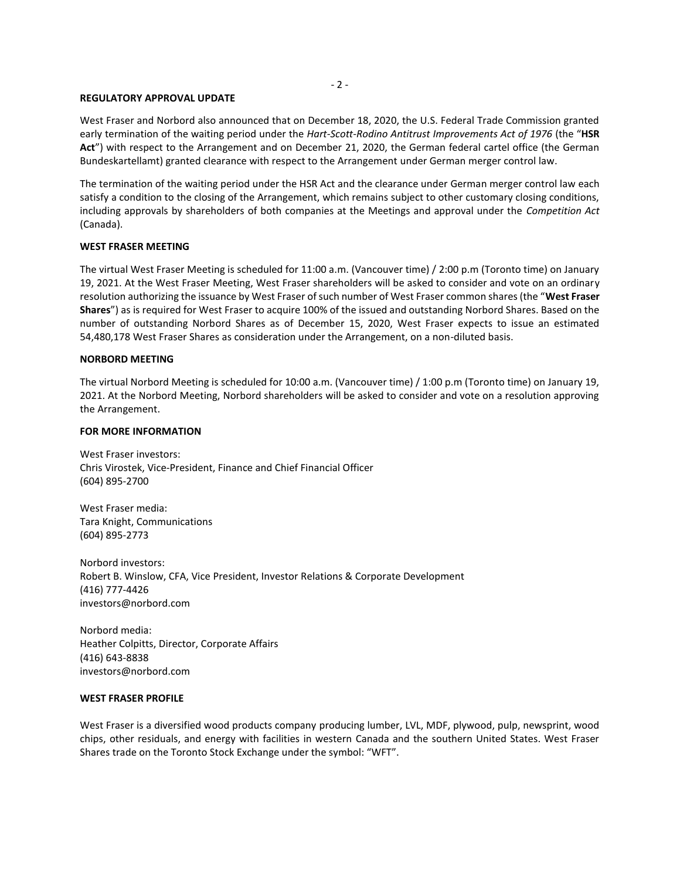## REGULATORY APPROVAL UPDATE

West Fraser and Norbord also announced that on December 18, 2020, the U.S. Federal Trade Commission granted early termination of the waiting period under the *Hart-Scott-Rodino Antitrust Improvements Act of 1976* (the "**HSR Act**") with respect to the Arrangement and on December 21, 2020, the German federal cartel office (the German Bundeskartellamt) granted clearance with respect to the Arrangement under German merger control law.

The termination of the waiting period under the HSR Act and the clearance under German merger control law each satisfy a condition to the closing of the Arrangement, which remains subject to other customary closing conditions, including approvals by shareholders of both companies at the Meetings and approval under the *Competition Act* (Canada).

## WEST FRASER MEETING

The virtual West Fraser Meeting is scheduled for 11:00 a.m. (Vancouver time) / 2:00 p.m (Toronto time) on January 19, 2021. At the West Fraser Meeting, West Fraser shareholders will be asked to consider and vote on an ordinary resolution authorizing the issuance by West Fraser of such number of West Fraser common shares (the "**West Fraser Shares**") as is required for West Fraser to acquire 100% of the issued and outstanding Norbord Shares. Based on the number of outstanding Norbord Shares as of December 15, 2020, West Fraser expects to issue an estimated 54,480,178 West Fraser Shares as consideration under the Arrangement, on a non-diluted basis.

## NORBORD MEETING

The virtual Norbord Meeting is scheduled for 10:00 a.m. (Vancouver time) / 1:00 p.m (Toronto time) on January 19, 2021. At the Norbord Meeting, Norbord shareholders will be asked to consider and vote on a resolution approving the Arrangement.

## FOR MORE INFORMATION

West Fraser investors:
Chris Virostek, Vice-President, Finance and Chief Financial Officer
(604) 895-2700

West Fraser media:
Tara Knight, Communications
(604) 895-2773

Norbord investors:
Robert B. Winslow, CFA, Vice President, Investor Relations & Corporate Development
(416) 777-4426
investors@norbord.com

Norbord media:
Heather Colpitts, Director, Corporate Affairs
(416) 643-8838
investors@norbord.com

## WEST FRASER PROFILE

West Fraser is a diversified wood products company producing lumber, LVL, MDF, plywood, pulp, newsprint, wood chips, other residuals, and energy with facilities in western Canada and the southern United States. West Fraser Shares trade on the Toronto Stock Exchange under the symbol: "WFT".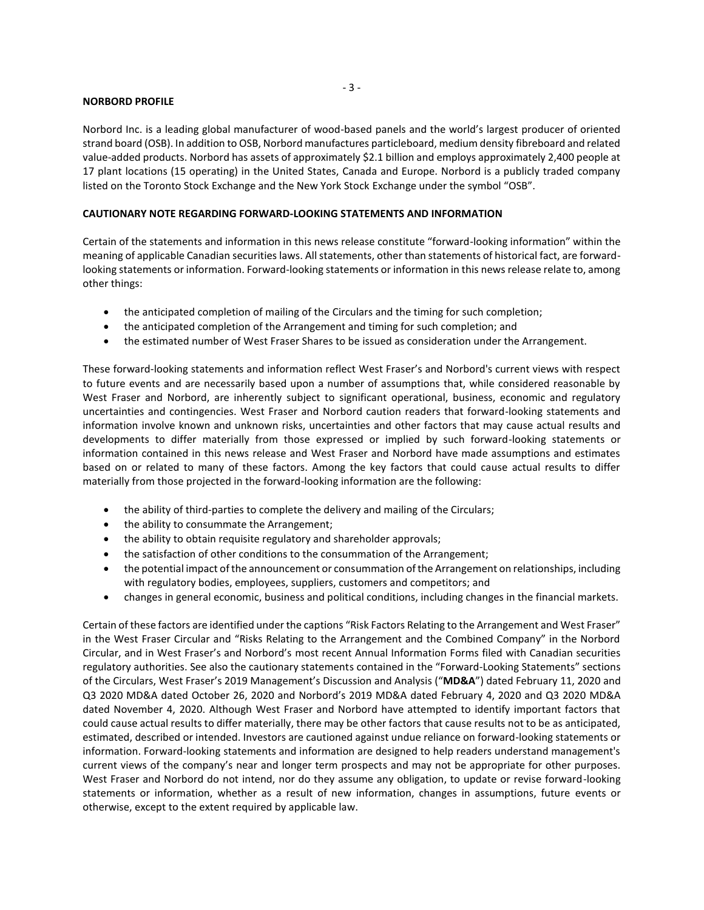**NORBORD PROFILE**

Norbord Inc. is a leading global manufacturer of wood-based panels and the world's largest producer of oriented strand board (OSB). In addition to OSB, Norbord manufactures particleboard, medium density fibreboard and related value-added products. Norbord has assets of approximately $2.1 billion and employs approximately 2,400 people at 17 plant locations (15 operating) in the United States, Canada and Europe. Norbord is a publicly traded company listed on the Toronto Stock Exchange and the New York Stock Exchange under the symbol "OSB".

**CAUTIONARY NOTE REGARDING FORWARD-LOOKING STATEMENTS AND INFORMATION**

Certain of the statements and information in this news release constitute "forward-looking information" within the meaning of applicable Canadian securities laws. All statements, other than statements of historical fact, are forward-looking statements or information. Forward-looking statements or information in this news release relate to, among other things:

- the anticipated completion of mailing of the Circulars and the timing for such completion;
- the anticipated completion of the Arrangement and timing for such completion; and
- the estimated number of West Fraser Shares to be issued as consideration under the Arrangement.

These forward-looking statements and information reflect West Fraser's and Norbord's current views with respect to future events and are necessarily based upon a number of assumptions that, while considered reasonable by West Fraser and Norbord, are inherently subject to significant operational, business, economic and regulatory uncertainties and contingencies. West Fraser and Norbord caution readers that forward-looking statements and information involve known and unknown risks, uncertainties and other factors that may cause actual results and developments to differ materially from those expressed or implied by such forward-looking statements or information contained in this news release and West Fraser and Norbord have made assumptions and estimates based on or related to many of these factors. Among the key factors that could cause actual results to differ materially from those projected in the forward-looking information are the following:

- the ability of third-parties to complete the delivery and mailing of the Circulars;
- the ability to consummate the Arrangement;
- the ability to obtain requisite regulatory and shareholder approvals;
- the satisfaction of other conditions to the consummation of the Arrangement;
- the potential impact of the announcement or consummation of the Arrangement on relationships, including with regulatory bodies, employees, suppliers, customers and competitors; and
- changes in general economic, business and political conditions, including changes in the financial markets.

Certain of these factors are identified under the captions "Risk Factors Relating to the Arrangement and West Fraser" in the West Fraser Circular and "Risks Relating to the Arrangement and the Combined Company" in the Norbord Circular, and in West Fraser's and Norbord's most recent Annual Information Forms filed with Canadian securities regulatory authorities. See also the cautionary statements contained in the "Forward-Looking Statements" sections of the Circulars, West Fraser's 2019 Management's Discussion and Analysis ("**MD&A**") dated February 11, 2020 and Q3 2020 MD&A dated October 26, 2020 and Norbord's 2019 MD&A dated February 4, 2020 and Q3 2020 MD&A dated November 4, 2020. Although West Fraser and Norbord have attempted to identify important factors that could cause actual results to differ materially, there may be other factors that cause results not to be as anticipated, estimated, described or intended. Investors are cautioned against undue reliance on forward-looking statements or information. Forward-looking statements and information are designed to help readers understand management's current views of the company's near and longer term prospects and may not be appropriate for other purposes. West Fraser and Norbord do not intend, nor do they assume any obligation, to update or revise forward-looking statements or information, whether as a result of new information, changes in assumptions, future events or otherwise, except to the extent required by applicable law.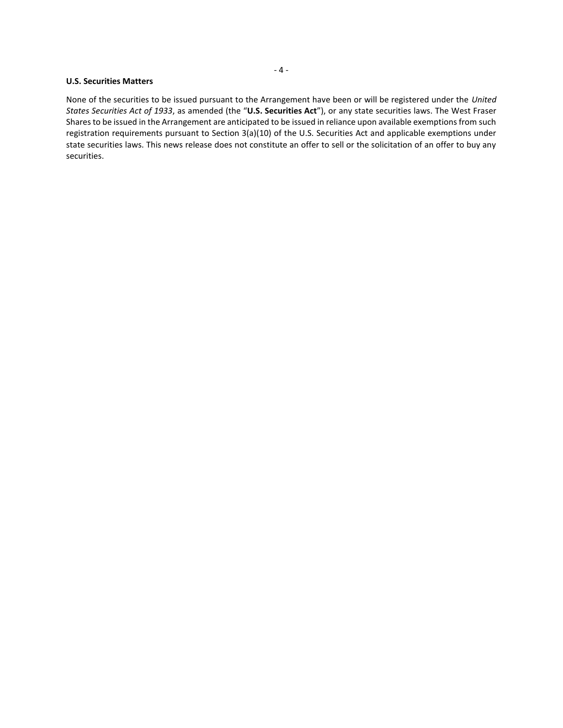**U.S. Securities Matters**

None of the securities to be issued pursuant to the Arrangement have been or will be registered under the *United States Securities Act of 1933*, as amended (the "**U.S. Securities Act**"), or any state securities laws. The West Fraser Shares to be issued in the Arrangement are anticipated to be issued in reliance upon available exemptions from such registration requirements pursuant to Section 3(a)(10) of the U.S. Securities Act and applicable exemptions under state securities laws. This news release does not constitute an offer to sell or the solicitation of an offer to buy any securities.